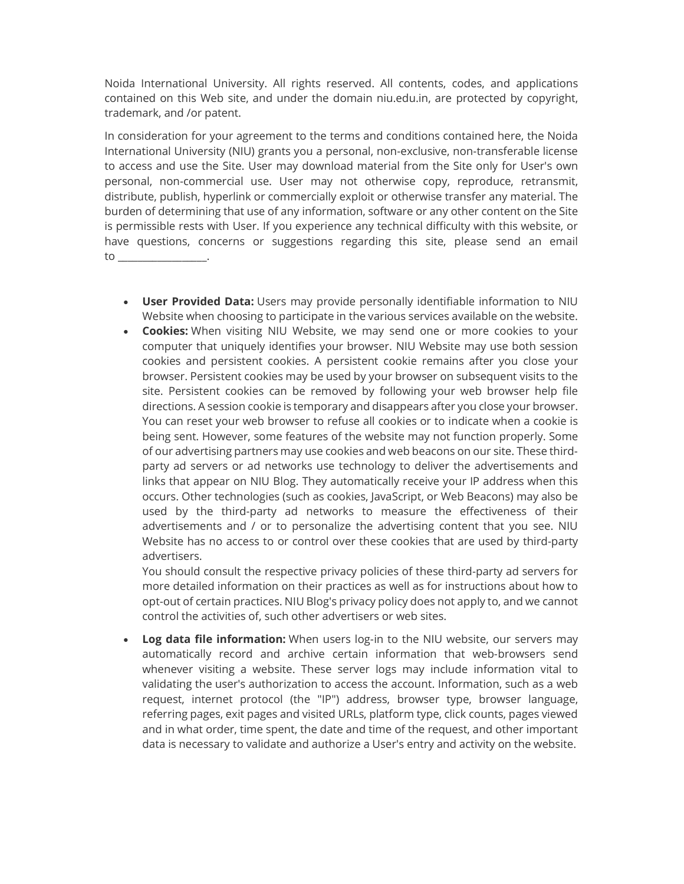Noida International University. All rights reserved. All contents, codes, and applications contained on this Web site, and under the domain niu.edu.in, are protected by copyright, trademark, and /or patent.

In consideration for your agreement to the terms and conditions contained here, the Noida International University (NIU) grants you a personal, non-exclusive, non-transferable license to access and use the Site. User may download material from the Site only for User's own personal, non-commercial use. User may not otherwise copy, reproduce, retransmit, distribute, publish, hyperlink or commercially exploit or otherwise transfer any material. The burden of determining that use of any information, software or any other content on the Site is permissible rests with User. If you experience any technical difficulty with this website, or have questions, concerns or suggestions regarding this site, please send an email to _________________.

- **User Provided Data:** Users may provide personally identifiable information to NIU Website when choosing to participate in the various services available on the website.
- **Cookies:** When visiting NIU Website, we may send one or more cookies to your computer that uniquely identifies your browser. NIU Website may use both session cookies and persistent cookies. A persistent cookie remains after you close your browser. Persistent cookies may be used by your browser on subsequent visits to the site. Persistent cookies can be removed by following your web browser help file directions. A session cookie is temporary and disappears after you close your browser. You can reset your web browser to refuse all cookies or to indicate when a cookie is being sent. However, some features of the website may not function properly. Some of our advertising partners may use cookies and web beacons on our site. These third-party ad servers or ad networks use technology to deliver the advertisements and links that appear on NIU Blog. They automatically receive your IP address when this occurs. Other technologies (such as cookies, JavaScript, or Web Beacons) may also be used by the third-party ad networks to measure the effectiveness of their advertisements and / or to personalize the advertising content that you see. NIU Website has no access to or control over these cookies that are used by third-party advertisers.

  You should consult the respective privacy policies of these third-party ad servers for more detailed information on their practices as well as for instructions about how to opt-out of certain practices. NIU Blog's privacy policy does not apply to, and we cannot control the activities of, such other advertisers or web sites.

- **Log data file information:** When users log-in to the NIU website, our servers may automatically record and archive certain information that web-browsers send whenever visiting a website. These server logs may include information vital to validating the user's authorization to access the account. Information, such as a web request, internet protocol (the "IP") address, browser type, browser language, referring pages, exit pages and visited URLs, platform type, click counts, pages viewed and in what order, time spent, the date and time of the request, and other important data is necessary to validate and authorize a User's entry and activity on the website.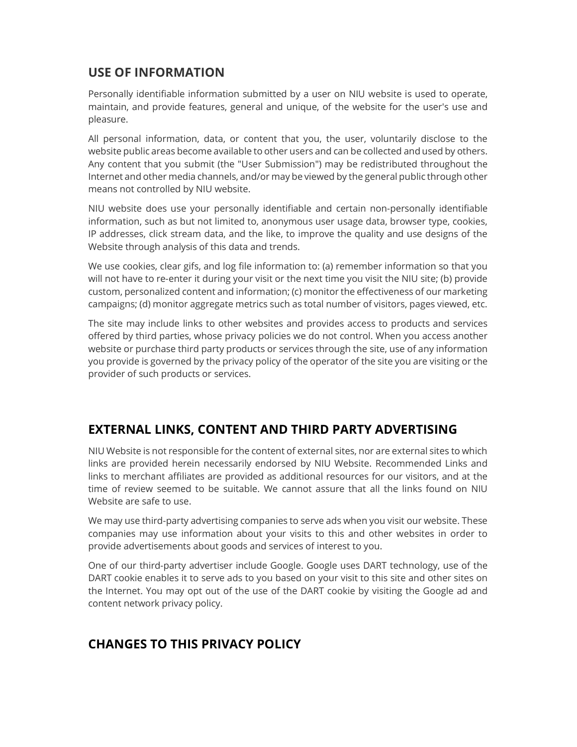## USE OF INFORMATION

Personally identifiable information submitted by a user on NIU website is used to operate, maintain, and provide features, general and unique, of the website for the user's use and pleasure.

All personal information, data, or content that you, the user, voluntarily disclose to the website public areas become available to other users and can be collected and used by others. Any content that you submit (the "User Submission") may be redistributed throughout the Internet and other media channels, and/or may be viewed by the general public through other means not controlled by NIU website.

NIU website does use your personally identifiable and certain non-personally identifiable information, such as but not limited to, anonymous user usage data, browser type, cookies, IP addresses, click stream data, and the like, to improve the quality and use designs of the Website through analysis of this data and trends.

We use cookies, clear gifs, and log file information to: (a) remember information so that you will not have to re-enter it during your visit or the next time you visit the NIU site; (b) provide custom, personalized content and information; (c) monitor the effectiveness of our marketing campaigns; (d) monitor aggregate metrics such as total number of visitors, pages viewed, etc.

The site may include links to other websites and provides access to products and services offered by third parties, whose privacy policies we do not control. When you access another website or purchase third party products or services through the site, use of any information you provide is governed by the privacy policy of the operator of the site you are visiting or the provider of such products or services.

## EXTERNAL LINKS, CONTENT AND THIRD PARTY ADVERTISING

NIU Website is not responsible for the content of external sites, nor are external sites to which links are provided herein necessarily endorsed by NIU Website. Recommended Links and links to merchant affiliates are provided as additional resources for our visitors, and at the time of review seemed to be suitable. We cannot assure that all the links found on NIU Website are safe to use.

We may use third-party advertising companies to serve ads when you visit our website. These companies may use information about your visits to this and other websites in order to provide advertisements about goods and services of interest to you.

One of our third-party advertiser include Google. Google uses DART technology, use of the DART cookie enables it to serve ads to you based on your visit to this site and other sites on the Internet. You may opt out of the use of the DART cookie by visiting the Google ad and content network privacy policy.

## CHANGES TO THIS PRIVACY POLICY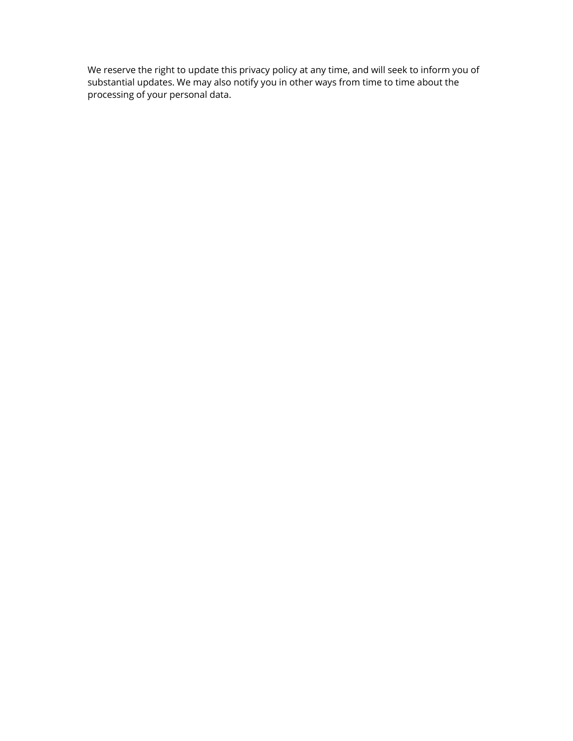We reserve the right to update this privacy policy at any time, and will seek to inform you of substantial updates. We may also notify you in other ways from time to time about the processing of your personal data.